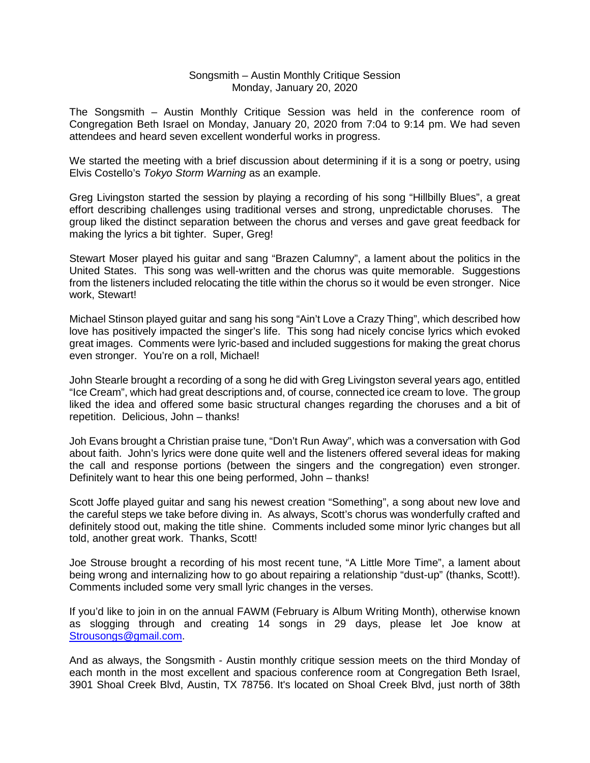Songsmith – Austin Monthly Critique Session
Monday, January 20, 2020

The Songsmith – Austin Monthly Critique Session was held in the conference room of Congregation Beth Israel on Monday, January 20, 2020 from 7:04 to 9:14 pm. We had seven attendees and heard seven excellent wonderful works in progress.

We started the meeting with a brief discussion about determining if it is a song or poetry, using Elvis Costello's *Tokyo Storm Warning* as an example.

Greg Livingston started the session by playing a recording of his song "Hillbilly Blues", a great effort describing challenges using traditional verses and strong, unpredictable choruses. The group liked the distinct separation between the chorus and verses and gave great feedback for making the lyrics a bit tighter. Super, Greg!

Stewart Moser played his guitar and sang "Brazen Calumny", a lament about the politics in the United States. This song was well-written and the chorus was quite memorable. Suggestions from the listeners included relocating the title within the chorus so it would be even stronger. Nice work, Stewart!

Michael Stinson played guitar and sang his song "Ain't Love a Crazy Thing", which described how love has positively impacted the singer's life. This song had nicely concise lyrics which evoked great images. Comments were lyric-based and included suggestions for making the great chorus even stronger. You're on a roll, Michael!

John Stearle brought a recording of a song he did with Greg Livingston several years ago, entitled "Ice Cream", which had great descriptions and, of course, connected ice cream to love. The group liked the idea and offered some basic structural changes regarding the choruses and a bit of repetition. Delicious, John – thanks!

Joh Evans brought a Christian praise tune, "Don't Run Away", which was a conversation with God about faith. John's lyrics were done quite well and the listeners offered several ideas for making the call and response portions (between the singers and the congregation) even stronger. Definitely want to hear this one being performed, John – thanks!

Scott Joffe played guitar and sang his newest creation "Something", a song about new love and the careful steps we take before diving in. As always, Scott's chorus was wonderfully crafted and definitely stood out, making the title shine. Comments included some minor lyric changes but all told, another great work. Thanks, Scott!

Joe Strouse brought a recording of his most recent tune, "A Little More Time", a lament about being wrong and internalizing how to go about repairing a relationship "dust-up" (thanks, Scott!). Comments included some very small lyric changes in the verses.

If you'd like to join in on the annual FAWM (February is Album Writing Month), otherwise known as slogging through and creating 14 songs in 29 days, please let Joe know at [Strousongs@gmail.com](mailto:Strousongs@gmail.com).

And as always, the Songsmith - Austin monthly critique session meets on the third Monday of each month in the most excellent and spacious conference room at Congregation Beth Israel, 3901 Shoal Creek Blvd, Austin, TX 78756. It's located on Shoal Creek Blvd, just north of 38th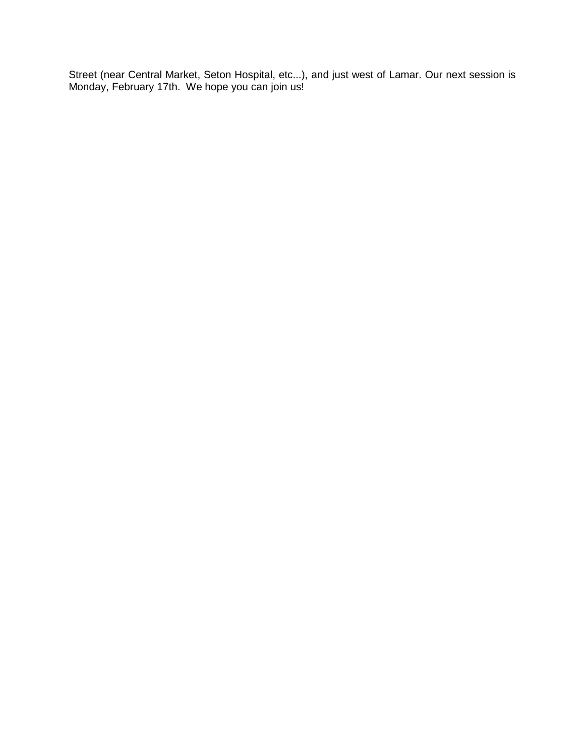Street (near Central Market, Seton Hospital, etc...), and just west of Lamar. Our next session is Monday, February 17th. We hope you can join us!